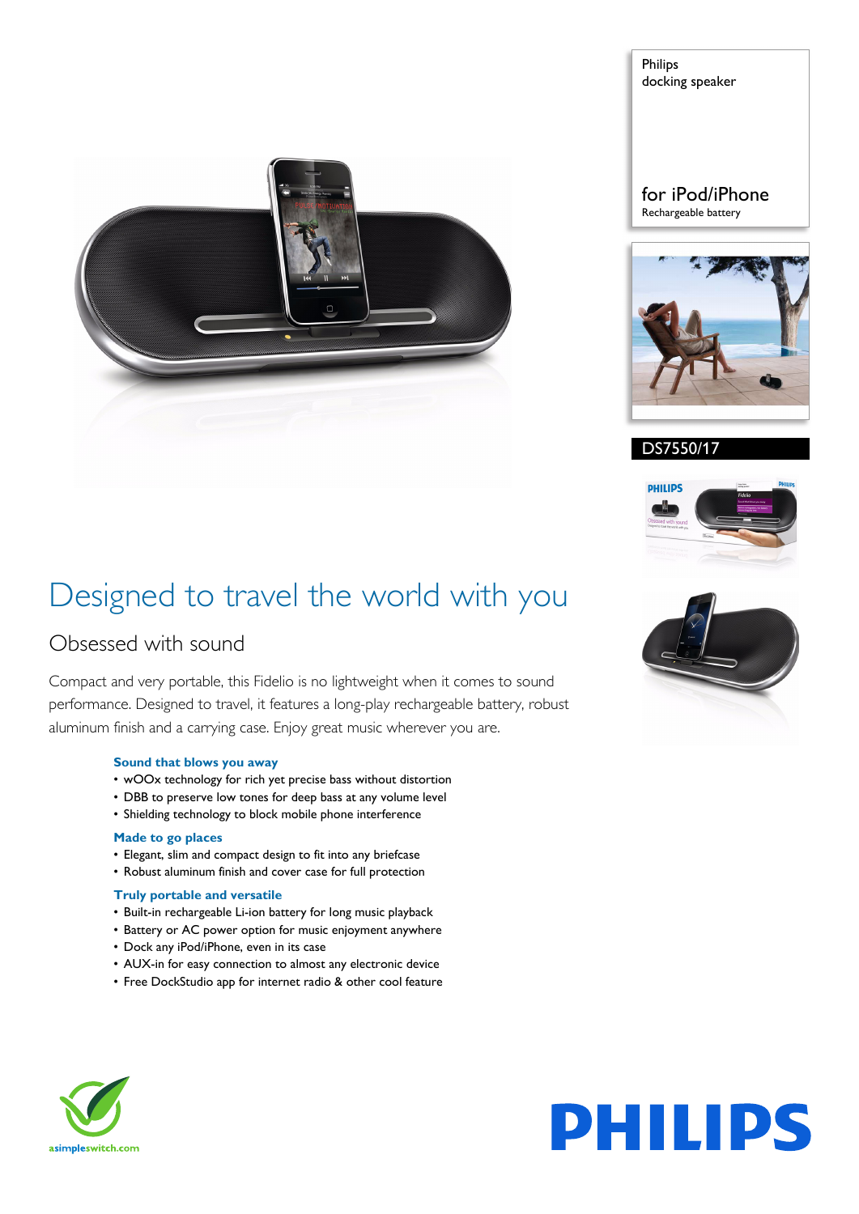Philips
docking speaker

for iPod/iPhone
Rechargeable battery

DS7550/17

# Designed to travel the world with you

## Obsessed with sound

Compact and very portable, this Fidelio is no lightweight when it comes to sound performance. Designed to travel, it features a long-play rechargeable battery, robust aluminum finish and a carrying case. Enjoy great music wherever you are.

### Sound that blows you away

- wOOx technology for rich yet precise bass without distortion
- DBB to preserve low tones for deep bass at any volume level
- Shielding technology to block mobile phone interference

### Made to go places

- Elegant, slim and compact design to fit into any briefcase
- Robust aluminum finish and cover case for full protection

### Truly portable and versatile

- Built-in rechargeable Li-ion battery for long music playback
- Battery or AC power option for music enjoyment anywhere
- Dock any iPod/iPhone, even in its case
- AUX-in for easy connection to almost any electronic device
- Free DockStudio app for internet radio & other cool feature

asimpleswitch.com

PHILIPS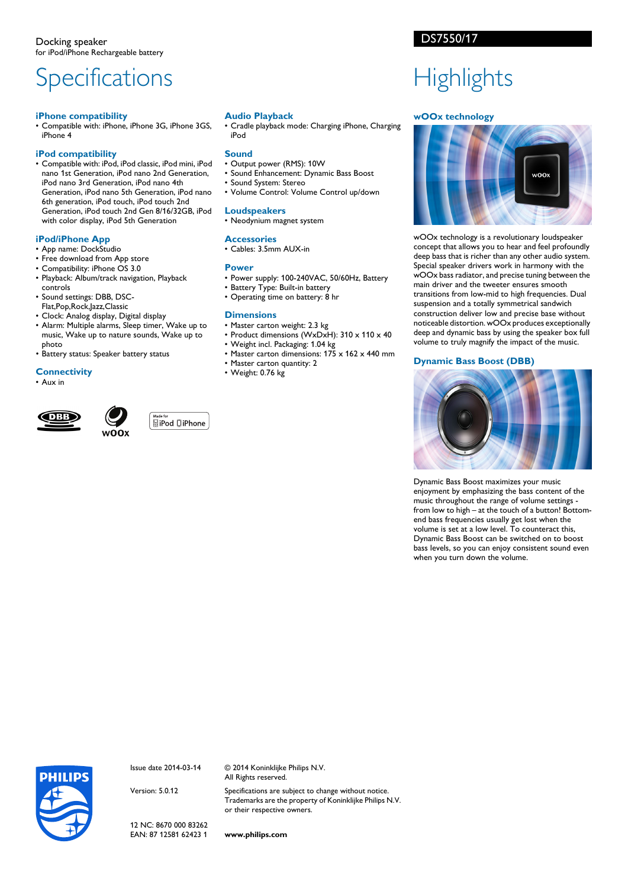Docking speaker
for iPod/iPhone Rechargeable battery

DS7550/17

# Specifications

### iPhone compatibility
- Compatible with: iPhone, iPhone 3G, iPhone 3GS, iPhone 4

### iPod compatibility
- Compatible with: iPod, iPod classic, iPod mini, iPod nano 1st Generation, iPod nano 2nd Generation, iPod nano 3rd Generation, iPod nano 4th Generation, iPod nano 5th Generation, iPod nano 6th generation, iPod touch, iPod touch 2nd Generation, iPod touch 2nd Gen 8/16/32GB, iPod with color display, iPod 5th Generation

### iPod/iPhone App
- App name: DockStudio
- Free download from App store
- Compatibility: iPhone OS 3.0
- Playback: Album/track navigation, Playback controls
- Sound settings: DBB, DSC-Flat,Pop,Rock,Jazz,Classic
- Clock: Analog display, Digital display
- Alarm: Multiple alarms, Sleep timer, Wake up to music, Wake up to nature sounds, Wake up to photo
- Battery status: Speaker battery status

### Connectivity
- Aux in

### Audio Playback
- Cradle playback mode: Charging iPhone, Charging iPod

### Sound
- Output power (RMS): 10W
- Sound Enhancement: Dynamic Bass Boost
- Sound System: Stereo
- Volume Control: Volume Control up/down

### Loudspeakers
- Neodymium magnet system

### Accessories
- Cables: 3.5mm AUX-in

### Power
- Power supply: 100-240VAC, 50/60Hz, Battery
- Battery Type: Built-in battery
- Operating time on battery: 8 hr

### Dimensions
- Master carton weight: 2.3 kg
- Product dimensions (WxDxH): 310 x 110 x 40
- Weight incl. Packaging: 1.04 kg
- Master carton dimensions: 175 x 162 x 440 mm
- Master carton quantity: 2
- Weight: 0.76 kg

DBB

wOOx

Made for iPod iPhone

# Highlights

### wOOx technology

wOOx technology is a revolutionary loudspeaker concept that allows you to hear and feel profoundly deep bass that is richer than any other audio system. Special speaker drivers work in harmony with the wOOx bass radiator, and precise tuning between the main driver and the tweeter ensures smooth transitions from low-mid to high frequencies. Dual suspension and a totally symmetrical sandwich construction deliver low and precise base without noticeable distortion. wOOx produces exceptionally deep and dynamic bass by using the speaker box full volume to truly magnify the impact of the music.

### Dynamic Bass Boost (DBB)

Dynamic Bass Boost maximizes your music enjoyment by emphasizing the bass content of the music throughout the range of volume settings - from low to high – at the touch of a button! Bottom-end bass frequencies usually get lost when the volume is set at a low level. To counteract this, Dynamic Bass Boost can be switched on to boost bass levels, so you can enjoy consistent sound even when you turn down the volume.

PHILIPS

Issue date 2014-03-14

Version: 5.0.12

12 NC: 8670 000 83262
EAN: 87 12581 62423 1

© 2014 Koninklijke Philips N.V.
All Rights reserved.

Specifications are subject to change without notice. Trademarks are the property of Koninklijke Philips N.V. or their respective owners.

www.philips.com